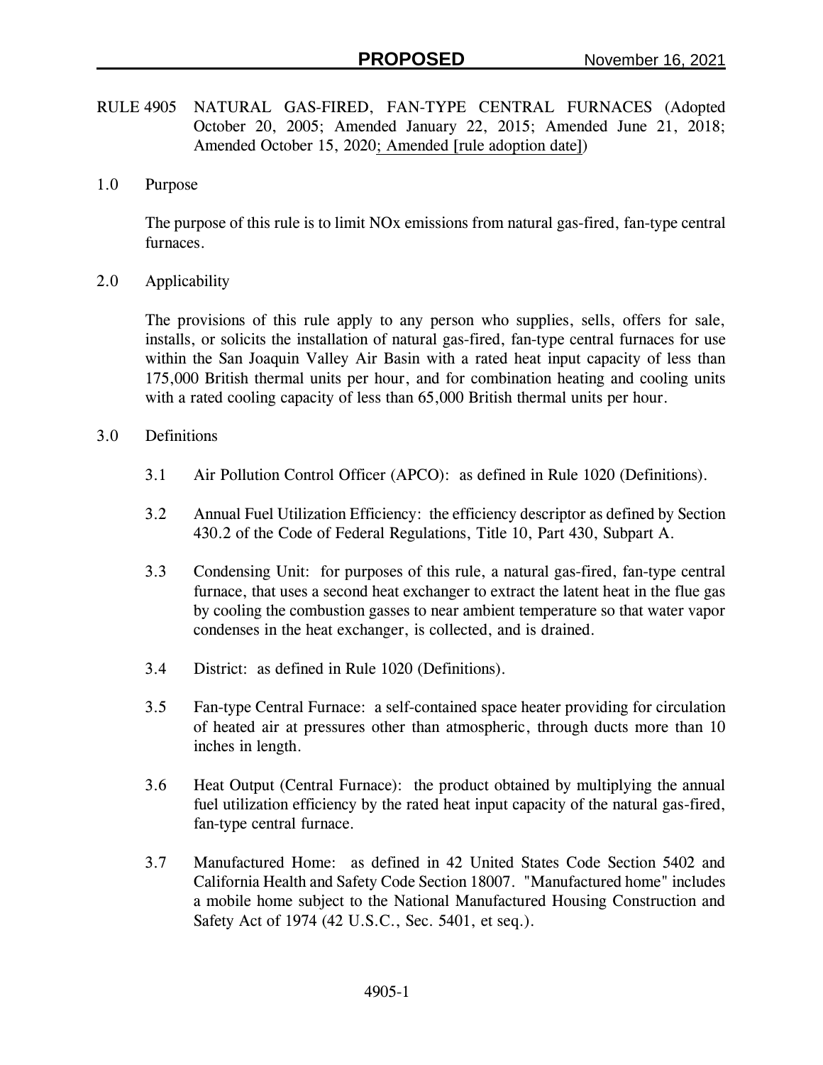**PROPOSED** November 16, 2021

RULE 4905 NATURAL GAS-FIRED, FAN-TYPE CENTRAL FURNACES (Adopted October 20, 2005; Amended January 22, 2015; Amended June 21, 2018; Amended October 15, 2020; Amended [rule adoption date])

## 1.0 Purpose

The purpose of this rule is to limit NOx emissions from natural gas-fired, fan-type central furnaces.

## 2.0 Applicability

The provisions of this rule apply to any person who supplies, sells, offers for sale, installs, or solicits the installation of natural gas-fired, fan-type central furnaces for use within the San Joaquin Valley Air Basin with a rated heat input capacity of less than 175,000 British thermal units per hour, and for combination heating and cooling units with a rated cooling capacity of less than 65,000 British thermal units per hour.

## 3.0 Definitions

3.1 Air Pollution Control Officer (APCO): as defined in Rule 1020 (Definitions).

3.2 Annual Fuel Utilization Efficiency: the efficiency descriptor as defined by Section 430.2 of the Code of Federal Regulations, Title 10, Part 430, Subpart A.

3.3 Condensing Unit: for purposes of this rule, a natural gas-fired, fan-type central furnace, that uses a second heat exchanger to extract the latent heat in the flue gas by cooling the combustion gasses to near ambient temperature so that water vapor condenses in the heat exchanger, is collected, and is drained.

3.4 District: as defined in Rule 1020 (Definitions).

3.5 Fan-type Central Furnace: a self-contained space heater providing for circulation of heated air at pressures other than atmospheric, through ducts more than 10 inches in length.

3.6 Heat Output (Central Furnace): the product obtained by multiplying the annual fuel utilization efficiency by the rated heat input capacity of the natural gas-fired, fan-type central furnace.

3.7 Manufactured Home: as defined in 42 United States Code Section 5402 and California Health and Safety Code Section 18007. "Manufactured home" includes a mobile home subject to the National Manufactured Housing Construction and Safety Act of 1974 (42 U.S.C., Sec. 5401, et seq.).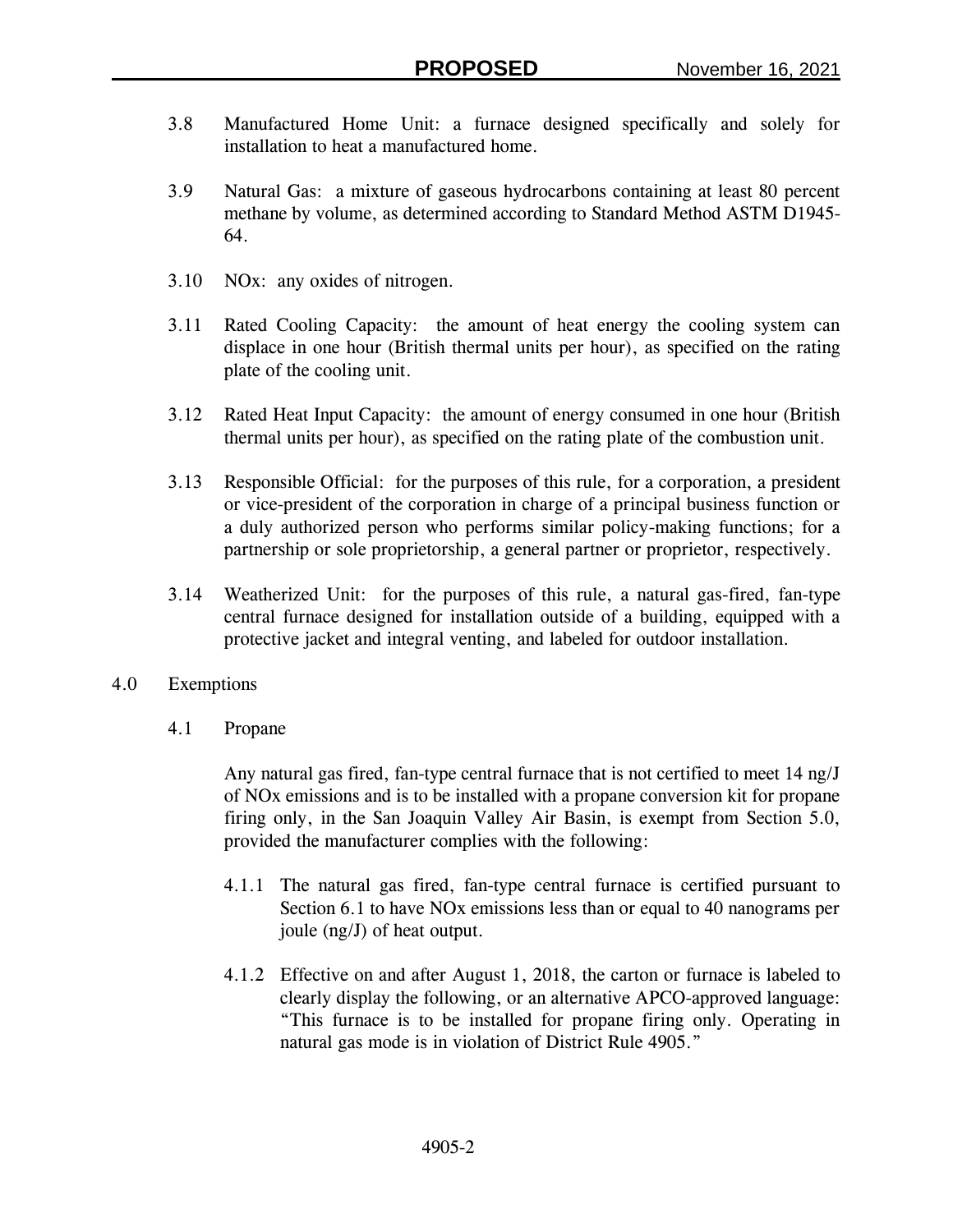3.8 Manufactured Home Unit: a furnace designed specifically and solely for installation to heat a manufactured home.

3.9 Natural Gas: a mixture of gaseous hydrocarbons containing at least 80 percent methane by volume, as determined according to Standard Method ASTM D1945-64.

3.10 NOx: any oxides of nitrogen.

3.11 Rated Cooling Capacity: the amount of heat energy the cooling system can displace in one hour (British thermal units per hour), as specified on the rating plate of the cooling unit.

3.12 Rated Heat Input Capacity: the amount of energy consumed in one hour (British thermal units per hour), as specified on the rating plate of the combustion unit.

3.13 Responsible Official: for the purposes of this rule, for a corporation, a president or vice-president of the corporation in charge of a principal business function or a duly authorized person who performs similar policy-making functions; for a partnership or sole proprietorship, a general partner or proprietor, respectively.

3.14 Weatherized Unit: for the purposes of this rule, a natural gas-fired, fan-type central furnace designed for installation outside of a building, equipped with a protective jacket and integral venting, and labeled for outdoor installation.

## 4.0 Exemptions

### 4.1 Propane

Any natural gas fired, fan-type central furnace that is not certified to meet 14 ng/J of NOx emissions and is to be installed with a propane conversion kit for propane firing only, in the San Joaquin Valley Air Basin, is exempt from Section 5.0, provided the manufacturer complies with the following:

4.1.1 The natural gas fired, fan-type central furnace is certified pursuant to Section 6.1 to have NOx emissions less than or equal to 40 nanograms per joule (ng/J) of heat output.

4.1.2 Effective on and after August 1, 2018, the carton or furnace is labeled to clearly display the following, or an alternative APCO-approved language: "This furnace is to be installed for propane firing only. Operating in natural gas mode is in violation of District Rule 4905."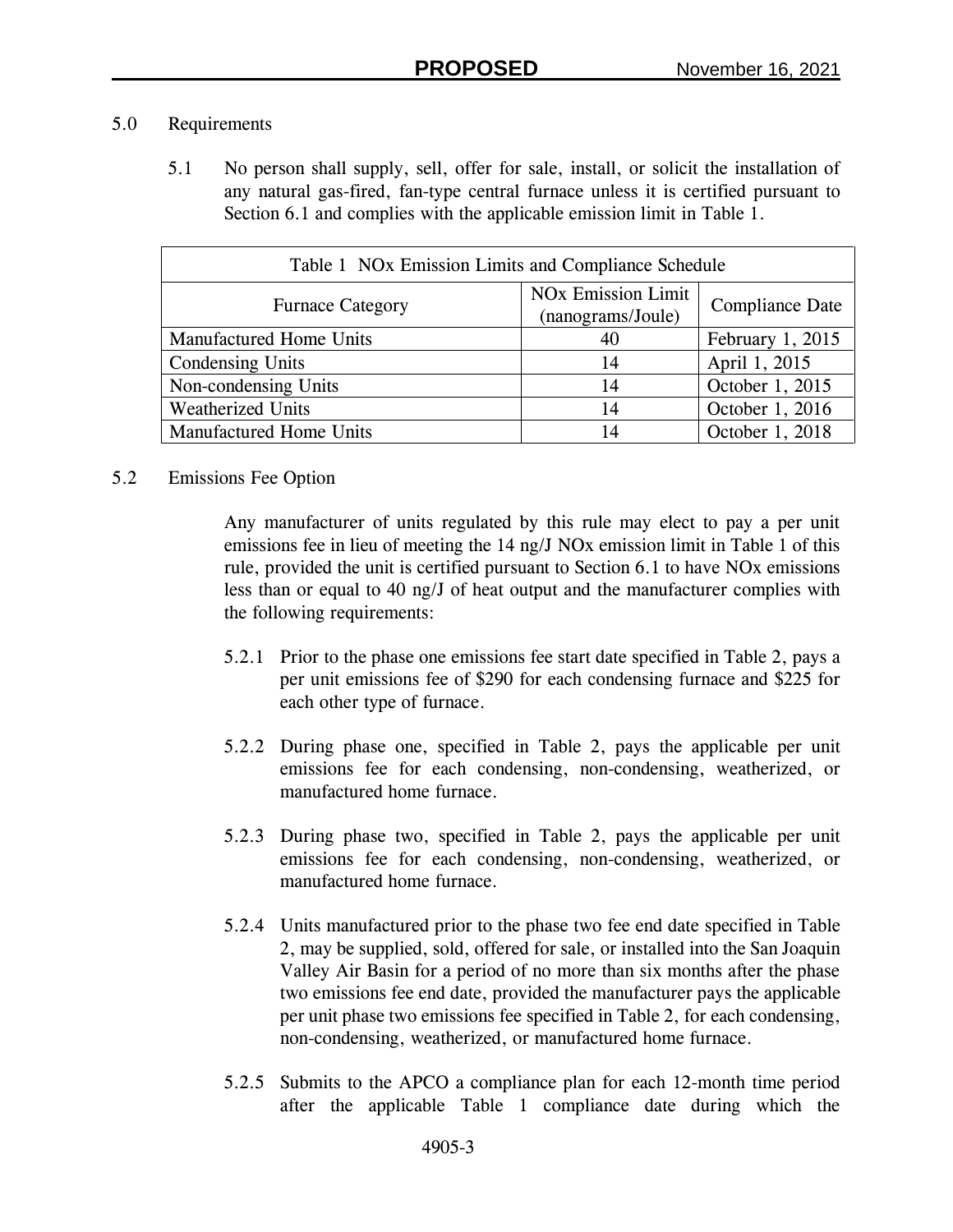## 5.0 Requirements

5.1 No person shall supply, sell, offer for sale, install, or solicit the installation of any natural gas-fired, fan-type central furnace unless it is certified pursuant to Section 6.1 and complies with the applicable emission limit in Table 1.

| Table 1 NOx Emission Limits and Compliance Schedule | | |
|---|---|---|
| Furnace Category | NOx Emission Limit (nanograms/Joule) | Compliance Date |
| Manufactured Home Units | 40 | February 1, 2015 |
| Condensing Units | 14 | April 1, 2015 |
| Non-condensing Units | 14 | October 1, 2015 |
| Weatherized Units | 14 | October 1, 2016 |
| Manufactured Home Units | 14 | October 1, 2018 |

## 5.2 Emissions Fee Option

Any manufacturer of units regulated by this rule may elect to pay a per unit emissions fee in lieu of meeting the 14 ng/J NOx emission limit in Table 1 of this rule, provided the unit is certified pursuant to Section 6.1 to have NOx emissions less than or equal to 40 ng/J of heat output and the manufacturer complies with the following requirements:

5.2.1 Prior to the phase one emissions fee start date specified in Table 2, pays a per unit emissions fee of $290 for each condensing furnace and $225 for each other type of furnace.

5.2.2 During phase one, specified in Table 2, pays the applicable per unit emissions fee for each condensing, non-condensing, weatherized, or manufactured home furnace.

5.2.3 During phase two, specified in Table 2, pays the applicable per unit emissions fee for each condensing, non-condensing, weatherized, or manufactured home furnace.

5.2.4 Units manufactured prior to the phase two fee end date specified in Table 2, may be supplied, sold, offered for sale, or installed into the San Joaquin Valley Air Basin for a period of no more than six months after the phase two emissions fee end date, provided the manufacturer pays the applicable per unit phase two emissions fee specified in Table 2, for each condensing, non-condensing, weatherized, or manufactured home furnace.

5.2.5 Submits to the APCO a compliance plan for each 12-month time period after the applicable Table 1 compliance date during which the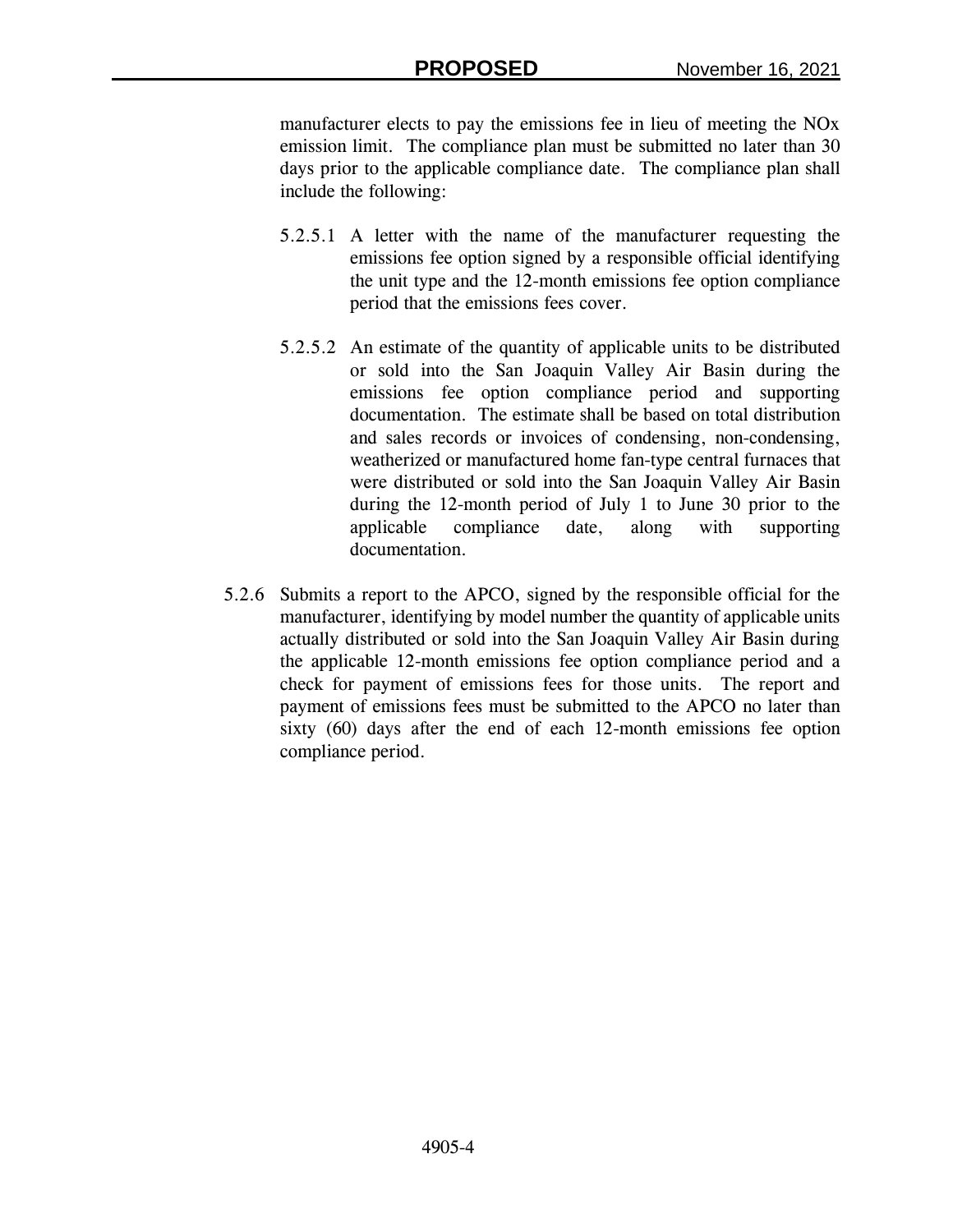manufacturer elects to pay the emissions fee in lieu of meeting the NOx emission limit. The compliance plan must be submitted no later than 30 days prior to the applicable compliance date. The compliance plan shall include the following:

5.2.5.1 A letter with the name of the manufacturer requesting the emissions fee option signed by a responsible official identifying the unit type and the 12-month emissions fee option compliance period that the emissions fees cover.

5.2.5.2 An estimate of the quantity of applicable units to be distributed or sold into the San Joaquin Valley Air Basin during the emissions fee option compliance period and supporting documentation. The estimate shall be based on total distribution and sales records or invoices of condensing, non-condensing, weatherized or manufactured home fan-type central furnaces that were distributed or sold into the San Joaquin Valley Air Basin during the 12-month period of July 1 to June 30 prior to the applicable compliance date, along with supporting documentation.

5.2.6 Submits a report to the APCO, signed by the responsible official for the manufacturer, identifying by model number the quantity of applicable units actually distributed or sold into the San Joaquin Valley Air Basin during the applicable 12-month emissions fee option compliance period and a check for payment of emissions fees for those units. The report and payment of emissions fees must be submitted to the APCO no later than sixty (60) days after the end of each 12-month emissions fee option compliance period.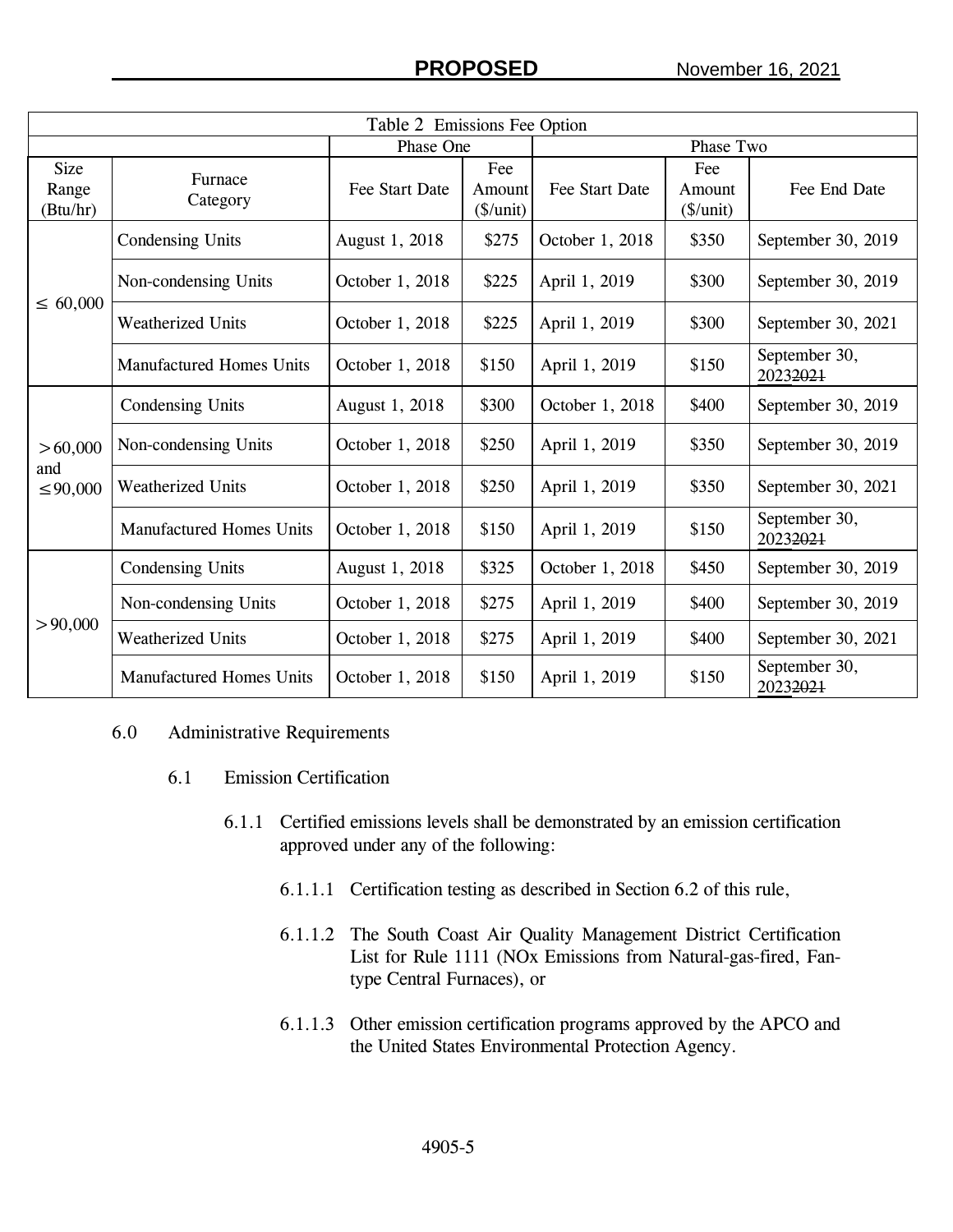| Table 2 Emissions Fee Option | | | | | | |
|---|---|---|---|---|---|---|
| | | Phase One | | Phase Two | | |
| Size Range (Btu/hr) | Furnace Category | Fee Start Date | Fee Amount ($/unit) | Fee Start Date | Fee Amount ($/unit) | Fee End Date |
| ≤ 60,000 | Condensing Units | August 1, 2018 | $275 | October 1, 2018 | $350 | September 30, 2019 |
| | Non-condensing Units | October 1, 2018 | $225 | April 1, 2019 | $300 | September 30, 2019 |
| | Weatherized Units | October 1, 2018 | $225 | April 1, 2019 | $300 | September 30, 2021 |
| | Manufactured Homes Units | October 1, 2018 | $150 | April 1, 2019 | $150 | September 30, 2023~~2021~~ |
| > 60,000 and ≤ 90,000 | Condensing Units | August 1, 2018 | $300 | October 1, 2018 | $400 | September 30, 2019 |
| | Non-condensing Units | October 1, 2018 | $250 | April 1, 2019 | $350 | September 30, 2019 |
| | Weatherized Units | October 1, 2018 | $250 | April 1, 2019 | $350 | September 30, 2021 |
| | Manufactured Homes Units | October 1, 2018 | $150 | April 1, 2019 | $150 | September 30, 2023~~2021~~ |
| > 90,000 | Condensing Units | August 1, 2018 | $325 | October 1, 2018 | $450 | September 30, 2019 |
| | Non-condensing Units | October 1, 2018 | $275 | April 1, 2019 | $400 | September 30, 2019 |
| | Weatherized Units | October 1, 2018 | $275 | April 1, 2019 | $400 | September 30, 2021 |
| | Manufactured Homes Units | October 1, 2018 | $150 | April 1, 2019 | $150 | September 30, 2023~~2021~~ |

6.0 Administrative Requirements

6.1 Emission Certification

6.1.1 Certified emissions levels shall be demonstrated by an emission certification approved under any of the following:

6.1.1.1 Certification testing as described in Section 6.2 of this rule,

6.1.1.2 The South Coast Air Quality Management District Certification List for Rule 1111 (NOx Emissions from Natural-gas-fired, Fan-type Central Furnaces), or

6.1.1.3 Other emission certification programs approved by the APCO and the United States Environmental Protection Agency.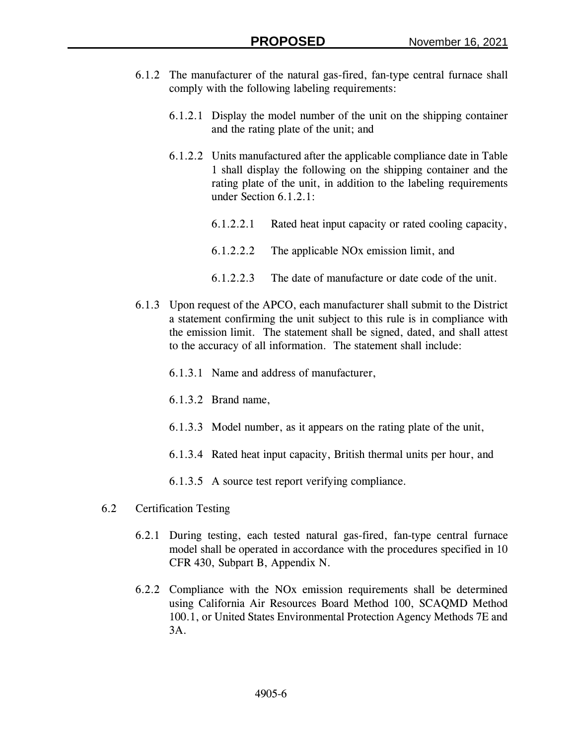6.1.2 The manufacturer of the natural gas-fired, fan-type central furnace shall comply with the following labeling requirements:

6.1.2.1 Display the model number of the unit on the shipping container and the rating plate of the unit; and

6.1.2.2 Units manufactured after the applicable compliance date in Table 1 shall display the following on the shipping container and the rating plate of the unit, in addition to the labeling requirements under Section 6.1.2.1:

6.1.2.2.1 Rated heat input capacity or rated cooling capacity,

6.1.2.2.2 The applicable NOx emission limit, and

6.1.2.2.3 The date of manufacture or date code of the unit.

6.1.3 Upon request of the APCO, each manufacturer shall submit to the District a statement confirming the unit subject to this rule is in compliance with the emission limit. The statement shall be signed, dated, and shall attest to the accuracy of all information. The statement shall include:

6.1.3.1 Name and address of manufacturer,

6.1.3.2 Brand name,

6.1.3.3 Model number, as it appears on the rating plate of the unit,

6.1.3.4 Rated heat input capacity, British thermal units per hour, and

6.1.3.5 A source test report verifying compliance.

6.2 Certification Testing

6.2.1 During testing, each tested natural gas-fired, fan-type central furnace model shall be operated in accordance with the procedures specified in 10 CFR 430, Subpart B, Appendix N.

6.2.2 Compliance with the NOx emission requirements shall be determined using California Air Resources Board Method 100, SCAQMD Method 100.1, or United States Environmental Protection Agency Methods 7E and 3A.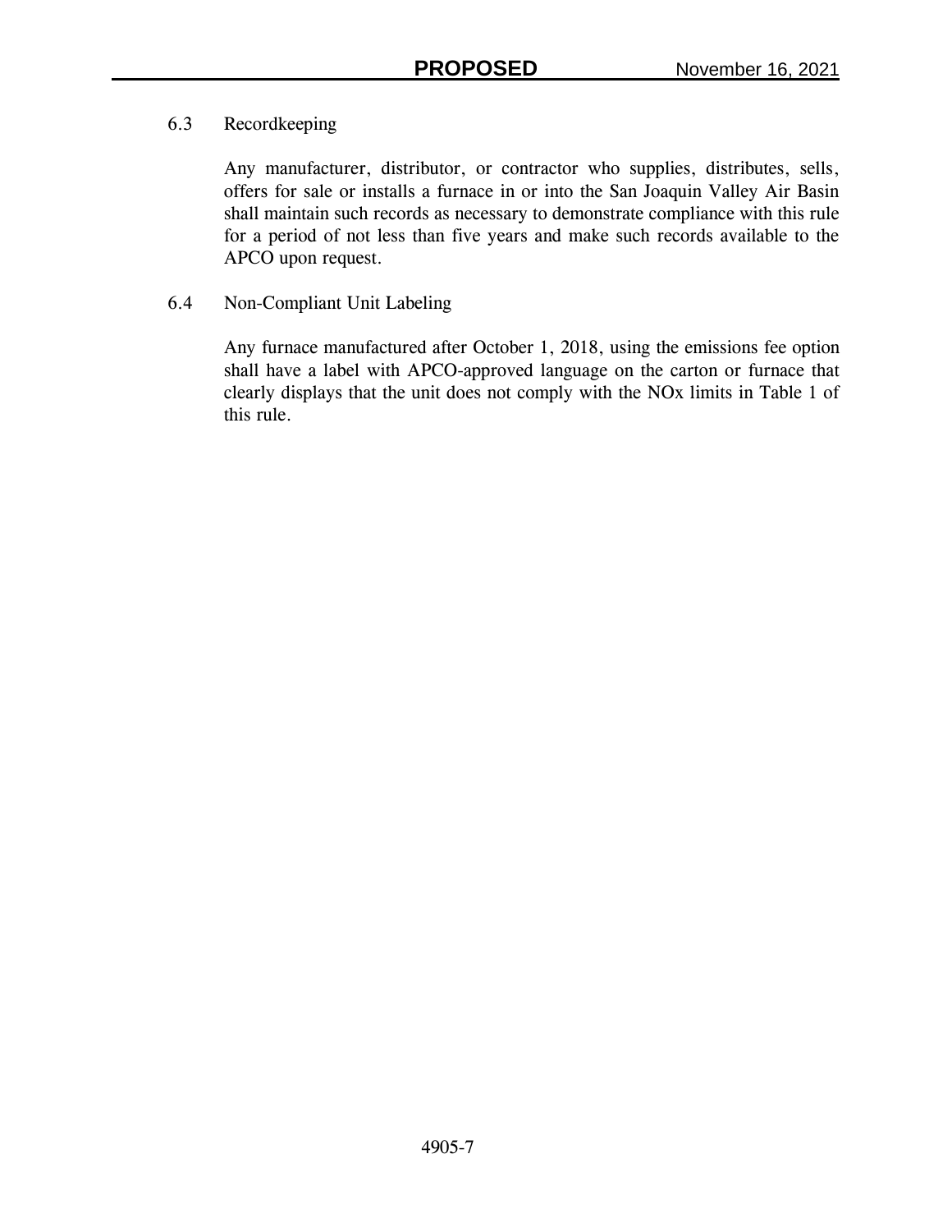### 6.3 Recordkeeping

Any manufacturer, distributor, or contractor who supplies, distributes, sells, offers for sale or installs a furnace in or into the San Joaquin Valley Air Basin shall maintain such records as necessary to demonstrate compliance with this rule for a period of not less than five years and make such records available to the APCO upon request.

### 6.4 Non-Compliant Unit Labeling

Any furnace manufactured after October 1, 2018, using the emissions fee option shall have a label with APCO-approved language on the carton or furnace that clearly displays that the unit does not comply with the NOx limits in Table 1 of this rule.